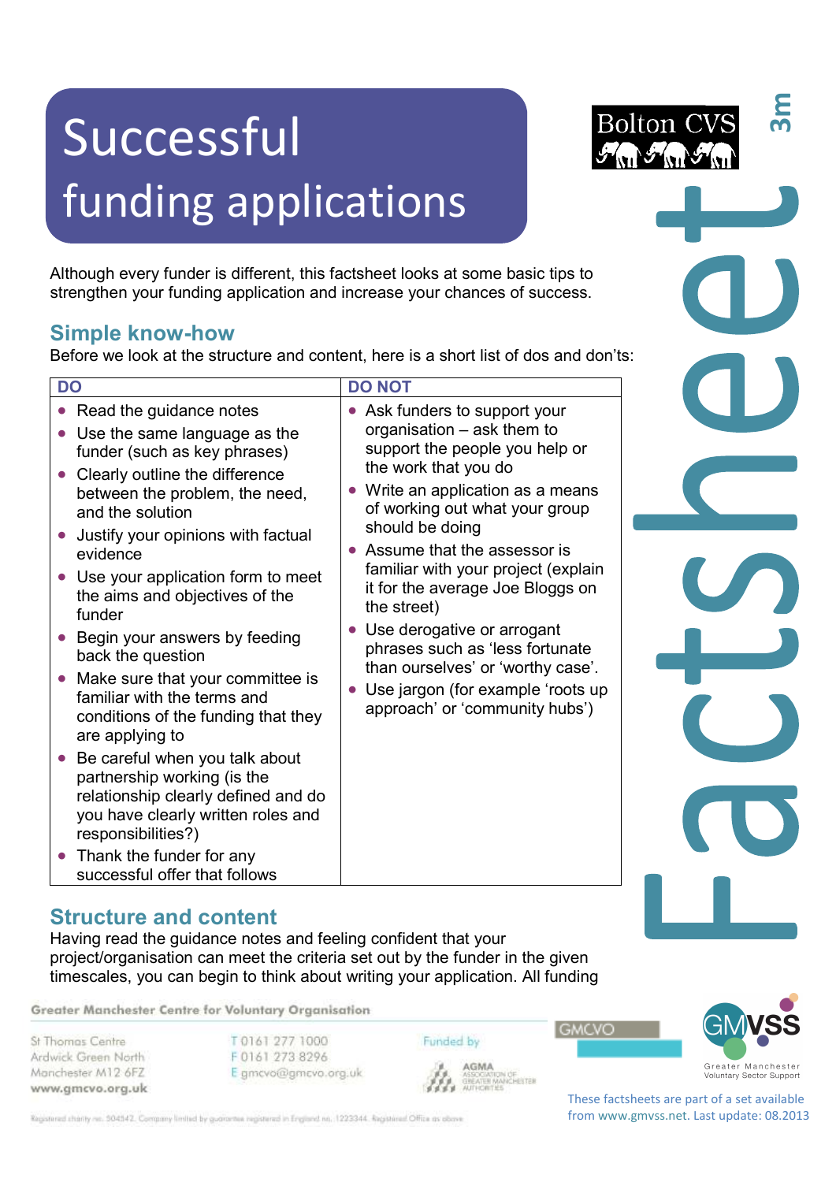# Successful funding applications

Although every funder is different, this factsheet looks at some basic tips to strengthen your funding application and increase your chances of success.

## Simple know-how

Before we look at the structure and content, here is a short list of dos and don'ts:

| DO | DO NOT |
|---|---|
| • Read the guidance notes<br>• Use the same language as the funder (such as key phrases)<br>• Clearly outline the difference between the problem, the need, and the solution<br>• Justify your opinions with factual evidence<br>• Use your application form to meet the aims and objectives of the funder<br>• Begin your answers by feeding back the question<br>• Make sure that your committee is familiar with the terms and conditions of the funding that they are applying to<br>• Be careful when you talk about partnership working (is the relationship clearly defined and do you have clearly written roles and responsibilities?)<br>• Thank the funder for any successful offer that follows | • Ask funders to support your organisation – ask them to support the people you help or the work that you do<br>• Write an application as a means of working out what your group should be doing<br>• Assume that the assessor is familiar with your project (explain it for the average Joe Bloggs on the street)<br>• Use derogative or arrogant phrases such as 'less fortunate than ourselves' or 'worthy case'.<br>• Use jargon (for example 'roots up approach' or 'community hubs') |

## Structure and content

Having read the guidance notes and feeling confident that your project/organisation can meet the criteria set out by the funder in the given timescales, you can begin to think about writing your application. All funding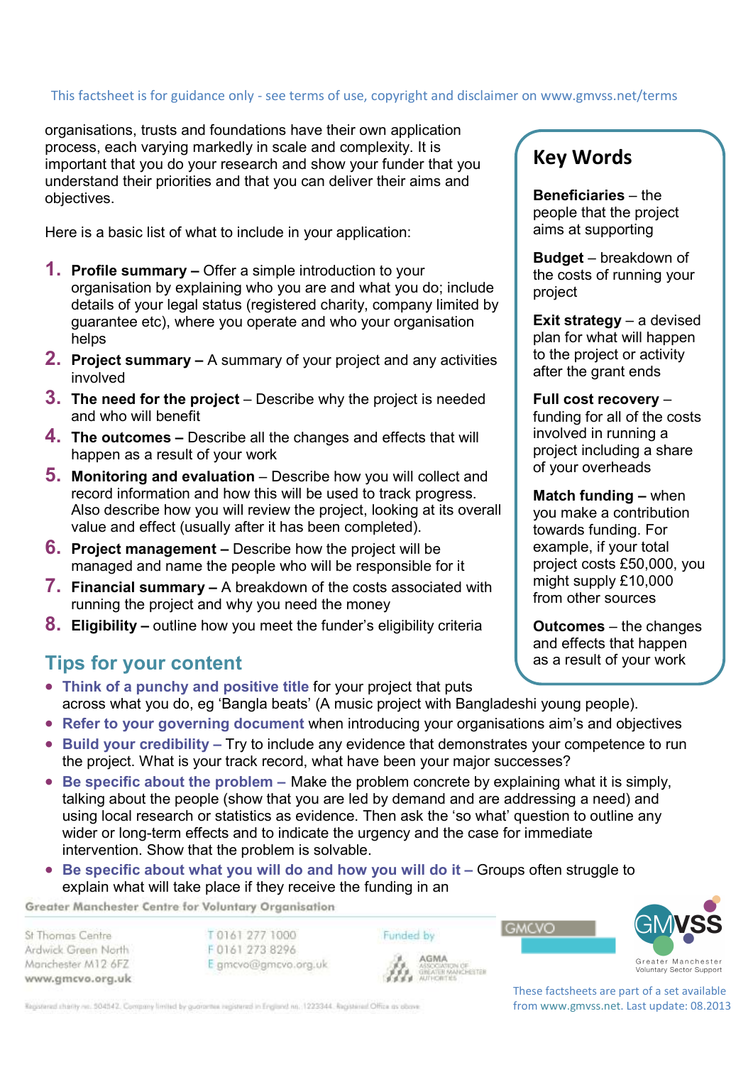organisations, trusts and foundations have their own application process, each varying markedly in scale and complexity. It is important that you do your research and show your funder that you understand their priorities and that you can deliver their aims and objectives.

Here is a basic list of what to include in your application:

1. **Profile summary –** Offer a simple introduction to your organisation by explaining who you are and what you do; include details of your legal status (registered charity, company limited by guarantee etc), where you operate and who your organisation helps
2. **Project summary –** A summary of your project and any activities involved
3. **The need for the project** – Describe why the project is needed and who will benefit
4. **The outcomes –** Describe all the changes and effects that will happen as a result of your work
5. **Monitoring and evaluation** – Describe how you will collect and record information and how this will be used to track progress. Also describe how you will review the project, looking at its overall value and effect (usually after it has been completed).
6. **Project management –** Describe how the project will be managed and name the people who will be responsible for it
7. **Financial summary –** A breakdown of the costs associated with running the project and why you need the money
8. **Eligibility –** outline how you meet the funder's eligibility criteria

## Key Words

**Beneficiaries** – the people that the project aims at supporting

**Budget** – breakdown of the costs of running your project

**Exit strategy** – a devised plan for what will happen to the project or activity after the grant ends

**Full cost recovery** – funding for all of the costs involved in running a project including a share of your overheads

**Match funding –** when you make a contribution towards funding. For example, if your total project costs £50,000, you might supply £10,000 from other sources

**Outcomes** – the changes and effects that happen as a result of your work

## Tips for your content

- **Think of a punchy and positive title** for your project that puts across what you do, eg 'Bangla beats' (A music project with Bangladeshi young people).
- **Refer to your governing document** when introducing your organisations aim's and objectives
- **Build your credibility –** Try to include any evidence that demonstrates your competence to run the project. What is your track record, what have been your major successes?
- **Be specific about the problem –** Make the problem concrete by explaining what it is simply, talking about the people (show that you are led by demand and are addressing a need) and using local research or statistics as evidence. Then ask the 'so what' question to outline any wider or long-term effects and to indicate the urgency and the case for immediate intervention. Show that the problem is solvable.
- **Be specific about what you will do and how you will do it –** Groups often struggle to explain what will take place if they receive the funding in an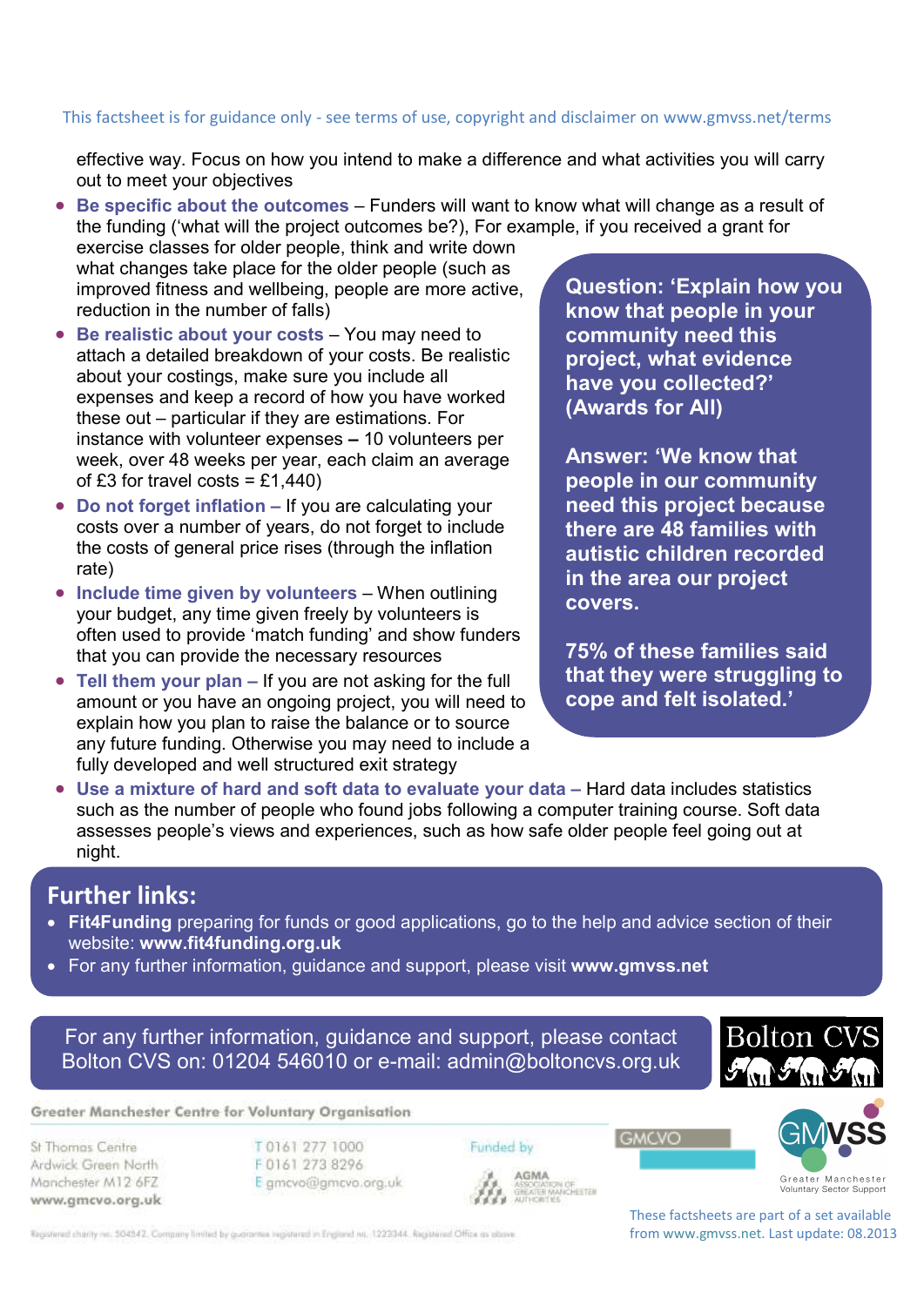effective way. Focus on how you intend to make a difference and what activities you will carry out to meet your objectives

- **Be specific about the outcomes** – Funders will want to know what will change as a result of the funding ('what will the project outcomes be?), For example, if you received a grant for exercise classes for older people, think and write down what changes take place for the older people (such as improved fitness and wellbeing, people are more active, reduction in the number of falls)
- **Be realistic about your costs** – You may need to attach a detailed breakdown of your costs. Be realistic about your costings, make sure you include all expenses and keep a record of how you have worked these out – particular if they are estimations. For instance with volunteer expenses – 10 volunteers per week, over 48 weeks per year, each claim an average of £3 for travel costs = £1,440)
- **Do not forget inflation –** If you are calculating your costs over a number of years, do not forget to include the costs of general price rises (through the inflation rate)
- **Include time given by volunteers** – When outlining your budget, any time given freely by volunteers is often used to provide 'match funding' and show funders that you can provide the necessary resources
- **Tell them your plan –** If you are not asking for the full amount or you have an ongoing project, you will need to explain how you plan to raise the balance or to source any future funding. Otherwise you may need to include a fully developed and well structured exit strategy

**Question: 'Explain how you know that people in your community need this project, what evidence have you collected?' (Awards for All)**

**Answer: 'We know that people in our community need this project because there are 48 families with autistic children recorded in the area our project covers.**

**75% of these families said that they were struggling to cope and felt isolated.'**

- **Use a mixture of hard and soft data to evaluate your data –** Hard data includes statistics such as the number of people who found jobs following a computer training course. Soft data assesses people's views and experiences, such as how safe older people feel going out at night.

## Further links:

- **Fit4Funding** preparing for funds or good applications, go to the help and advice section of their website: **www.fit4funding.org.uk**
- For any further information, guidance and support, please visit **www.gmvss.net**

For any further information, guidance and support, please contact Bolton CVS on: 01204 546010 or e-mail: admin@boltoncvs.org.uk

Bolton CVS

Greater Manchester Centre for Voluntary Organisation

St Thomas Centre
Ardwick Green North
Manchester M12 6FZ
**www.gmcvo.org.uk**

T 0161 277 1000
F 0161 273 8296
E gmcvo@gmcvo.org.uk

Funded by AGMA Association of Greater Manchester Authorities

GMCVO

GMVSS Greater Manchester Voluntary Sector Support

Registered charity no. 504542. Company limited by guarantee registered in England no. 1223344. Registered Office as above

These factsheets are part of a set available from www.gmvss.net. Last update: 08.2013